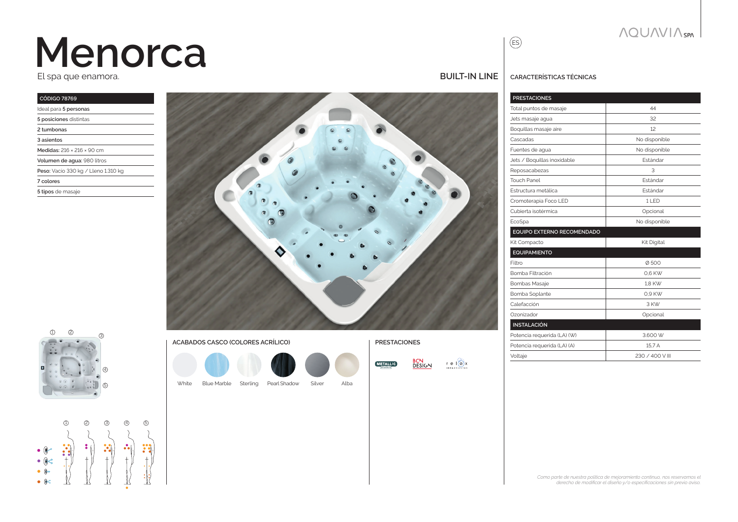# Menorca

El spa que enamora.

**BUILT-IN LINE**

| CÓDIGO 78769 |
|---|
| Ideal para **5 personas** |
| **5 posiciones** distintas |
| **2 tumbonas** |
| **3 asientos** |
| **Medidas:** 216 × 216 × 90 cm |
| **Volumen de agua:** 980 litros |
| **Peso:** Vacío 330 kg / Lleno 1.310 kg |
| **7 colores** |
| **5 tipos** de masaje |

## ACABADOS CASCO (COLORES ACRÍLICO)

White · Blue Marble · Sterling · Pearl Shadow · Silver · Alba

## PRESTACIONES

METALLIC structure · BCN DESIGN · relax

## CARACTERÍSTICAS TÉCNICAS

| PRESTACIONES | |
|---|---|
| Total puntos de masaje | 44 |
| Jets masaje agua | 32 |
| Boquillas masaje aire | 12 |
| Cascadas | No disponible |
| Fuentes de agua | No disponible |
| Jets / Boquillas inoxidable | Estándar |
| Reposacabezas | 3 |
| Touch Panel | Estándar |
| Estructura metálica | Estándar |
| Cromoterapia Foco LED | 1 LED |
| Cubierta isotérmica | Opcional |
| EcoSpa | No disponible |
| **EQUIPO EXTERNO RECOMENDADO** | |
| Kit Compacto | Kit Digital |
| **EQUIPAMIENTO** | |
| Filtro | Ø 500 |
| Bomba Filtración | 0,6 KW |
| Bombas Masaje | 1,8 KW |
| Bomba Soplante | 0,9 KW |
| Calefacción | 3 KW |
| Ozonizador | Opcional |
| **INSTALACIÓN** | |
| Potencia requerida (LA) (W) | 3.600 W |
| Potencia requerida (LA) (A) | 15,7 A |
| Voltaje | 230 / 400 V III |

*Como parte de nuestra política de mejoramiento continuo, nos reservamos el derecho de modificar el diseño y/o especificaciones sin previo aviso.*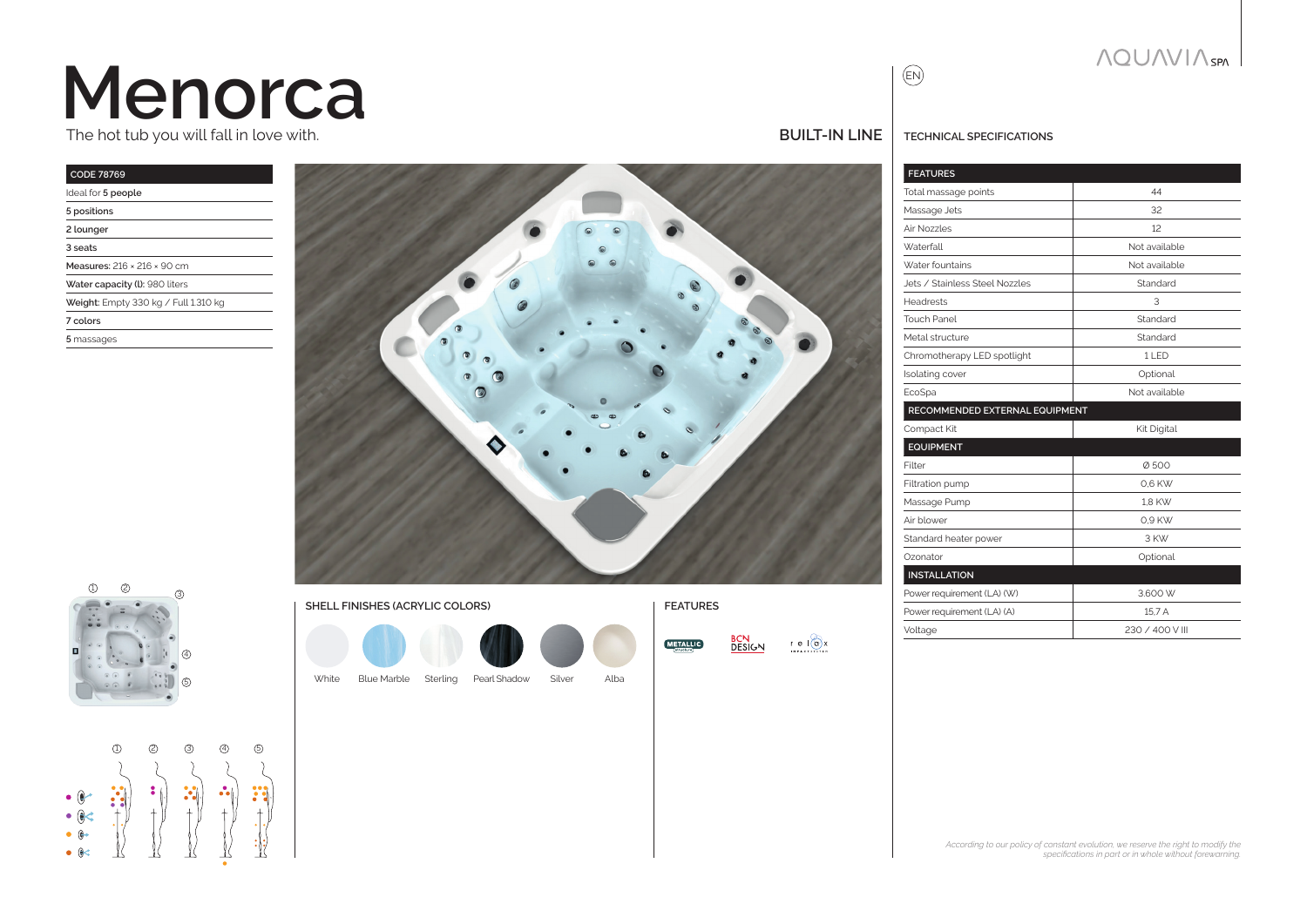# Menorca

The hot tub you will fall in love with.

## BUILT-IN LINE

| CODE 78769 |
|---|
| Ideal for **5 people** |
| **5 positions** |
| **2 lounger** |
| **3 seats** |
| **Measures:** 216 × 216 × 90 cm |
| **Water capacity (l):** 980 liters |
| **Weight:** Empty 330 kg / Full 1.310 kg |
| **7 colors** |
| **5** massages |

### SHELL FINISHES (ACRYLIC COLORS)

White, Blue Marble, Sterling, Pearl Shadow, Silver, Alba

### FEATURES

METALLIC structure, BCN DESIGN, relax

### TECHNICAL SPECIFICATIONS

| FEATURES | |
|---|---|
| Total massage points | 44 |
| Massage Jets | 32 |
| Air Nozzles | 12 |
| Waterfall | Not available |
| Water fountains | Not available |
| Jets / Stainless Steel Nozzles | Standard |
| Headrests | 3 |
| Touch Panel | Standard |
| Metal structure | Standard |
| Chromotherapy LED spotlight | 1 LED |
| Isolating cover | Optional |
| EcoSpa | Not available |
| **RECOMMENDED EXTERNAL EQUIPMENT** | |
| Compact Kit | Kit Digital |
| **EQUIPMENT** | |
| Filter | Ø 500 |
| Filtration pump | 0,6 KW |
| Massage Pump | 1,8 KW |
| Air blower | 0,9 KW |
| Standard heater power | 3 KW |
| Ozonator | Optional |
| **INSTALLATION** | |
| Power requirement (LA) (W) | 3.600 W |
| Power requirement (LA) (A) | 15,7 A |
| Voltage | 230 / 400 V III |

*According to our policy of constant evolution, we reserve the right to modify the specifications in part or in whole without forewarning.*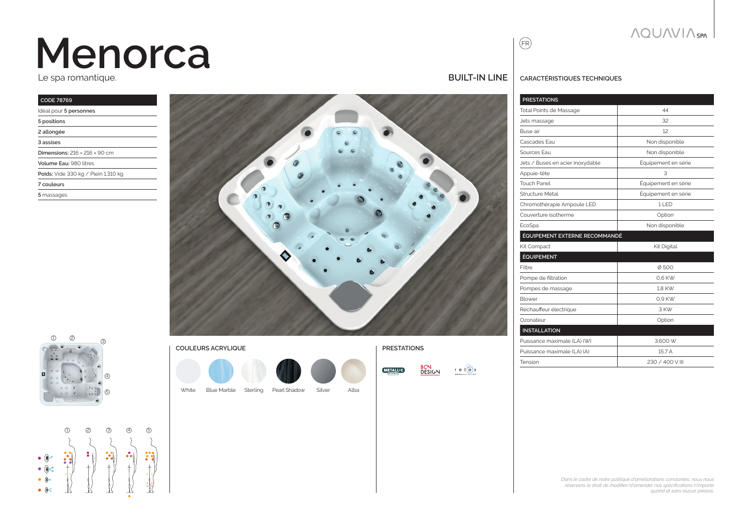AQUAVIA SPA

# Menorca

Le spa romantique.

BUILT-IN LINE

FR

| CODE 78769 |
|---|
| Idéal pour **5 personnes** |
| **5 positions** |
| **2 allongée** |
| **3 assises** |
| **Dimensions:** 216 × 216 × 90 cm |
| **Volume Eau:** 980 litres |
| **Poids:** Vide 330 kg / Plein 1.310 kg |
| **7 couleurs** |
| **5** massages |

## COULEURS ACRYLIQUE

White, Blue Marble, Sterling, Pearl Shadow, Silver, Alba

## PRESTATIONS

METALLIC structure, BCN DESIGN, relax

## CARACTÉRISTIQUES TECHNIQUES

| PRESTATIONS | |
|---|---|
| Total Points de Massage | 44 |
| Jets massage | 32 |
| Buse air | 12 |
| Cascades Eau | Non disponible |
| Sources Eau | Non disponible |
| Jets / Buses en acier inoxydable | Équipement en série |
| Appuie-tête | 3 |
| Touch Panel | Équipement en série |
| Structure Métal | Équipement en série |
| Chromothérapie Ampoule LED | 1 LED |
| Couverture isotherme | Option |
| EcoSpa | Non disponible |
| **ÉQUIPEMENT EXTERNE RECOMMANDÉ** | |
| Kit Compact | Kit Digital |
| **ÉQUIPEMENT** | |
| Filtre | Ø 500 |
| Pompe de filtration | 0,6 KW |
| Pompes de massage | 1,8 KW |
| Blower | 0,9 KW |
| Réchauffeur électrique | 3 KW |
| Ozonateur | Option |
| **INSTALLATION** | |
| Puissance maximale (LA) (W) | 3.600 W |
| Puissance maximale (LA) (A) | 15,7 A |
| Tension | 230 / 400 V III |

*Dans le cadre de notre politique d'améliorations constantes, nous nous réservons le droit de modifier/d'amender nos spécifications n'importe quand et sans aucun préavis.*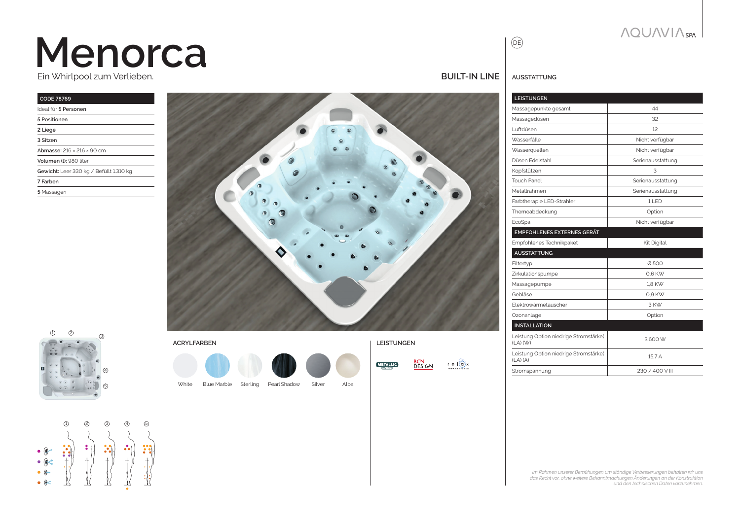# Menorca

Ein Whirlpool zum Verlieben.

**BUILT-IN LINE**

| CODE 78769 |
|---|
| Ideal für **5 Personen** |
| **5** Positionen |
| **2** Liege |
| **3** Sitzen |
| **Abmasse:** 216 × 216 × 90 cm |
| **Volumen (l):** 980 liter |
| **Gewicht:** Leer 330 kg / Befüllt 1.310 kg |
| **7** Farben |
| **5** Massagen |

## ACRYLFARBEN

White · Blue Marble · Sterling · Pearl Shadow · Silver · Alba

## LEISTUNGEN

METALLIC structure · BCN DESIGN · relax

## AUSSTATTUNG

| LEISTUNGEN | |
|---|---|
| Massagepunkte gesamt | 44 |
| Massagedüsen | 32 |
| Luftdüsen | 12 |
| Wasserfälle | Nicht verfügbar |
| Wasserquellen | Nicht verfügbar |
| Düsen Edelstahl | Serienausstattung |
| Kopfstützen | 3 |
| Touch Panel | Serienausstattung |
| Metallrahmen | Serienausstattung |
| Farbtherapie LED-Strahler | 1 LED |
| Themoabdeckung | Option |
| EcoSpa | Nicht verfügbar |
| **EMPFOHLENES EXTERNES GERÄT** | |
| Empfohlenes Technikpaket | Kit Digital |
| **AUSSTATTUNG** | |
| Filtertyp | Ø 500 |
| Zirkulationspumpe | 0,6 KW |
| Massagepumpe | 1,8 KW |
| Gebläse | 0,9 KW |
| Elektrowärmetauscher | 3 KW |
| Ozonanlage | Option |
| **INSTALLATION** | |
| Leistung Option niedrige Stromstärke( (LA) (W) | 3.600 W |
| Leistung Option niedrige Stromstärke( (LA) (A) | 15,7 A |
| Stromspannung | 230 / 400 V III |

*Im Rahmen unserer Bemühungen um ständige Verbesserungen behalten wir uns das Recht vor, ohne weitere Bekanntmachungen Änderungen an der Konstruktion und den technischen Daten vorzunehmen.*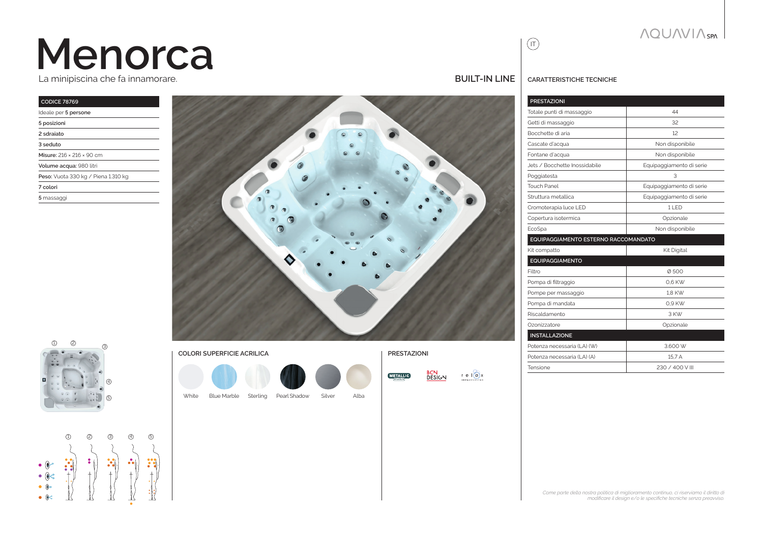# Menorca

La minipiscina che fa innamorare.

BUILT-IN LINE

| CODICE 78769 |
|---|
| Ideale per **5 persone** |
| **5** posizioni |
| **2** sdraiato |
| **3** seduto |
| **Misure:** 216 × 216 × 90 cm |
| **Volume acqua:** 980 litri |
| **Peso:** Vuota 330 kg / Piena 1.310 kg |
| **7** colori |
| **5** massaggi |

### COLORI SUPERFICIE ACRILICA

White, Blue Marble, Sterling, Pearl Shadow, Silver, Alba

### PRESTAZIONI

METALLIC structure, BCN DESIGN, relax

IT

### CARATTERISTICHE TECNICHE

| PRESTAZIONI | |
|---|---|
| Totale punti di massaggio | 44 |
| Getti di massaggio | 32 |
| Bocchette di aria | 12 |
| Cascate d'acqua | Non disponibile |
| Fontane d'acqua | Non disponibile |
| Jets / Bocchette Inossidabile | Equipaggiamento di serie |
| Poggiatesta | 3 |
| Touch Panel | Equipaggiamento di serie |
| Struttura metallica | Equipaggiamento di serie |
| Cromoterapia luce LED | 1 LED |
| Copertura isotermica | Opzionale |
| EcoSpa | Non disponibile |
| **EQUIPAGGIAMENTO ESTERNO RACCOMANDATO** | |
| Kit compatto | Kit Digital |
| **EQUIPAGGIAMENTO** | |
| Filtro | Ø 500 |
| Pompa di filtraggio | 0,6 KW |
| Pompe per massaggio | 1,8 KW |
| Pompa di mandata | 0,9 KW |
| Riscaldamento | 3 KW |
| Ozonizzatore | Opzionale |
| **INSTALLAZIONE** | |
| Potenza necessaria (LA) (W) | 3.600 W |
| Potenza necessaria (LA) (A) | 15,7 A |
| Tensione | 230 / 400 V III |

*Come parte della nostra politica di miglioramento continuo, ci riserviamo il diritto di modificare il design e/o le specifiche tecniche senza preavviso.*